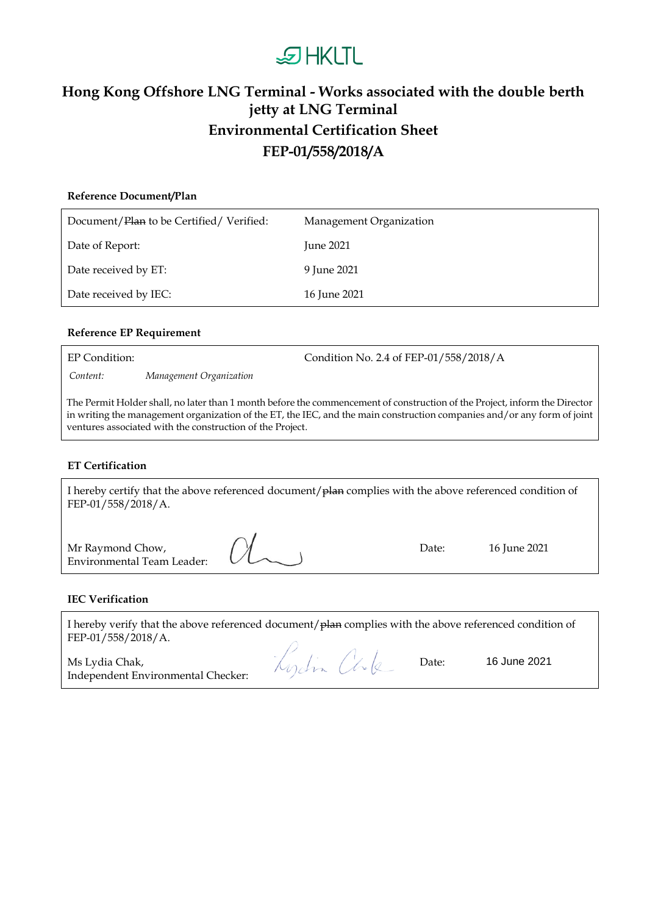# Hong Kong Offshore LNG Terminal - Works associated with the double berth jetty at LNG Terminal

## Environmental Certification Sheet

## FEP-01/558/2018/A

**Reference Document/Plan**

| | |
|---|---|
| Document/~~Plan~~ to be Certified/ Verified: | Management Organization |
| Date of Report: | June 2021 |
| Date received by ET: | 9 June 2021 |
| Date received by IEC: | 16 June 2021 |

**Reference EP Requirement**

EP Condition: Condition No. 2.4 of FEP-01/558/2018/A

*Content:* *Management Organization*

The Permit Holder shall, no later than 1 month before the commencement of construction of the Project, inform the Director in writing the management organization of the ET, the IEC, and the main construction companies and/or any form of joint ventures associated with the construction of the Project.

**ET Certification**

I hereby certify that the above referenced document/~~plan~~ complies with the above referenced condition of FEP-01/558/2018/A.

Mr Raymond Chow,
Environmental Team Leader: [signature] Date: 16 June 2021

**IEC Verification**

I hereby verify that the above referenced document/~~plan~~ complies with the above referenced condition of FEP-01/558/2018/A.

Ms Lydia Chak,
Independent Environmental Checker: [signature] Date: 16 June 2021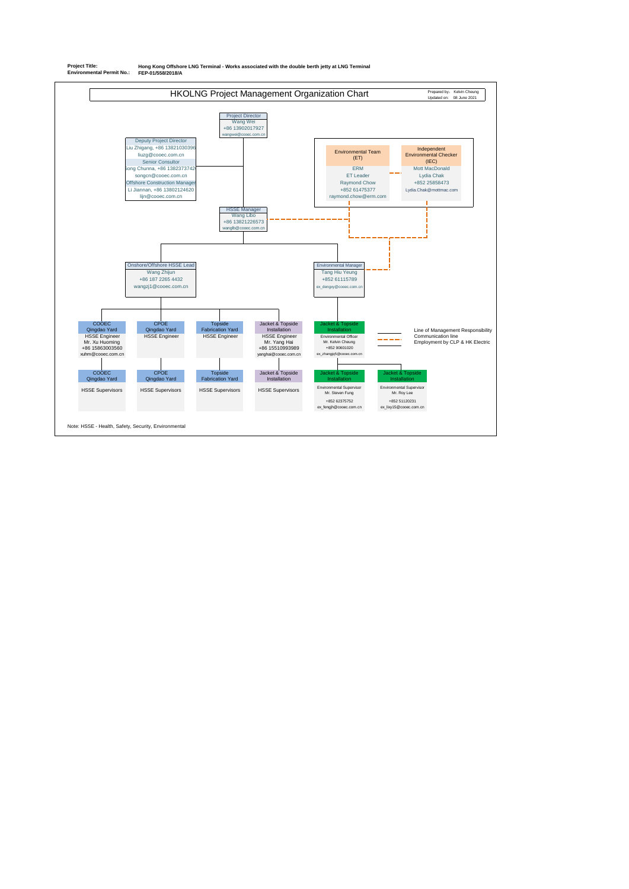**Project Title:** Hong Kong Offshore LNG Terminal - Works associated with the double berth jetty at LNG Terminal

**Environmental Permit No.:** FEP-01/558/2018/A

# HKOLNG Project Management Organization Chart

Prepared by: Kelvin Cheung
Updated on: 08 June 2021

**Project Director**
Wang Wei
+86 13902017927
wangwei@cooec.com.cn

**Deputy Project Director**
Liu Zhigang, +86 13821030396
liuzg@cooec.com.cn

**Senior Consultor**
Song Chunna, +86 13823737422
songcn@cooec.com.cn

**Offshore Construction Manager**
Li Jiannan, +86 13802124620
lijn@cooec.com.cn

**Environmental Team (ET)**
ERM
ET Leader
Raymond Chow
+852 61475377
raymond.chow@erm.com

**Independent Environmental Checker (IEC)**
Mott MacDonald
Lydia Chak
+852 25858473
Lydia.Chak@mottmac.com

**HSSE Manager**
Wang Libo
+86 13821226573
wanglb@cooec.com.cn

**Onshore/Offshore HSSE Lead**
Wang Zhijun
+86 187 2265 4432
wangzj1@cooec.com.cn

**Environmental Manager**
Tang Hiu Yeung
+852 61115789
ex_dengxy@cooec.com.cn

**COOEC Qingdao Yard**
HSSE Engineer
Mr. Xu Huoming
+86 15863003560
xuhm@cooec.com.cn

**CPOE Qingdao Yard**
HSSE Engineer

**Topside Fabrication Yard**
HSSE Engineer

**Jacket & Topside Installation**
HSSE Engineer
Mr. Yang Hai
+86 15510993989
yanghai@cooec.com.cn

**Jacket & Topside Installation**
Environmental Officer
Mr. Kelvin Cheung
+852 90601020
ex_zhangjq5@cooec.com.cn

**COOEC Qingdao Yard**
HSSE Supervisors

**CPOE Qingdao Yard**
HSSE Supervisors

**Topside Fabrication Yard**
HSSE Supervisors

**Jacket & Topside Installation**
HSSE Supervisors

**Jacket & Topside Installation**
Environmental Supervisor
Mr. Steven Fung
+852 62375752
ex_fengjh@cooec.com.cn

**Jacket & Topside Installation**
Environmental Supervisor
Mr. Roy Lee
+852 51120231
ex_lixy15@cooec.com.cn

Legend:
- Line of Management Responsibility (solid line)
- Communication line (dashed line)
- Employment by CLP & HK Electric

Note: HSSE - Health, Safety, Security, Environmental